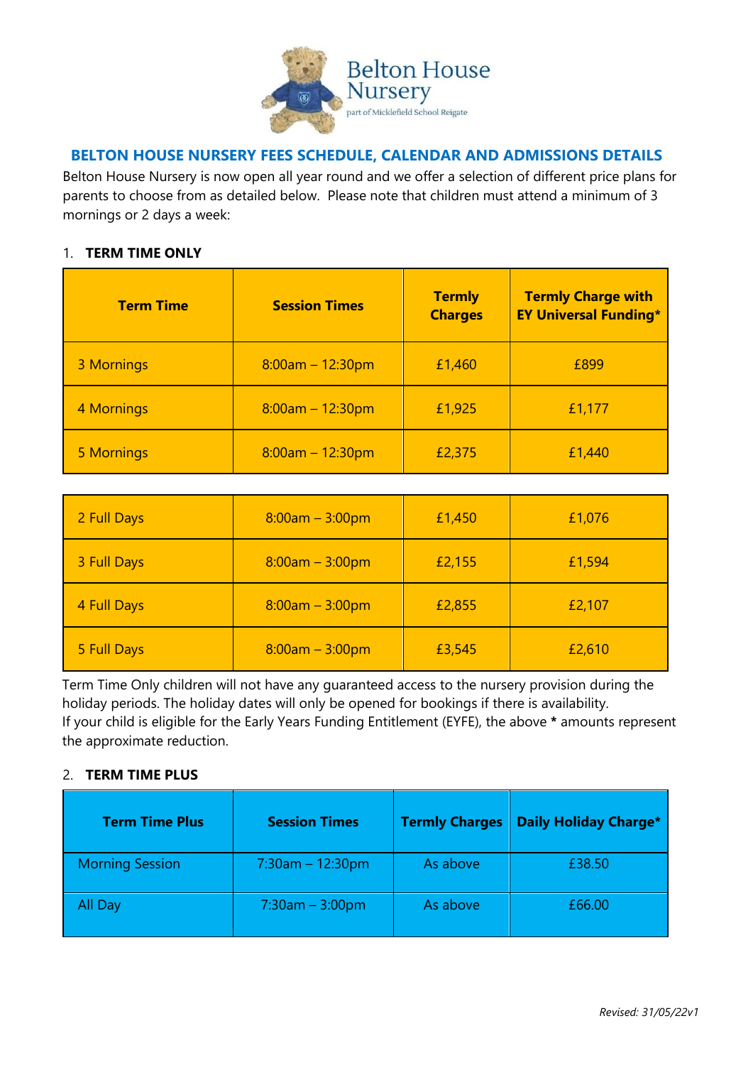Belton House Nursery

part of Micklefield School Reigate

## BELTON HOUSE NURSERY FEES SCHEDULE, CALENDAR AND ADMISSIONS DETAILS

Belton House Nursery is now open all year round and we offer a selection of different price plans for parents to choose from as detailed below. Please note that children must attend a minimum of 3 mornings or 2 days a week:

### 1. TERM TIME ONLY

| Term Time | Session Times | Termly Charges | Termly Charge with EY Universal Funding* |
|---|---|---|---|
| 3 Mornings | 8:00am – 12:30pm | £1,460 | £899 |
| 4 Mornings | 8:00am – 12:30pm | £1,925 | £1,177 |
| 5 Mornings | 8:00am – 12:30pm | £2,375 | £1,440 |
| 2 Full Days | 8:00am – 3:00pm | £1,450 | £1,076 |
| 3 Full Days | 8:00am – 3:00pm | £2,155 | £1,594 |
| 4 Full Days | 8:00am – 3:00pm | £2,855 | £2,107 |
| 5 Full Days | 8:00am – 3:00pm | £3,545 | £2,610 |

Term Time Only children will not have any guaranteed access to the nursery provision during the holiday periods. The holiday dates will only be opened for bookings if there is availability.
If your child is eligible for the Early Years Funding Entitlement (EYFE), the above **\*** amounts represent the approximate reduction.

### 2. TERM TIME PLUS

| Term Time Plus | Session Times | Termly Charges | Daily Holiday Charge* |
|---|---|---|---|
| Morning Session | 7:30am – 12:30pm | As above | £38.50 |
| All Day | 7:30am – 3:00pm | As above | £66.00 |

*Revised: 31/05/22v1*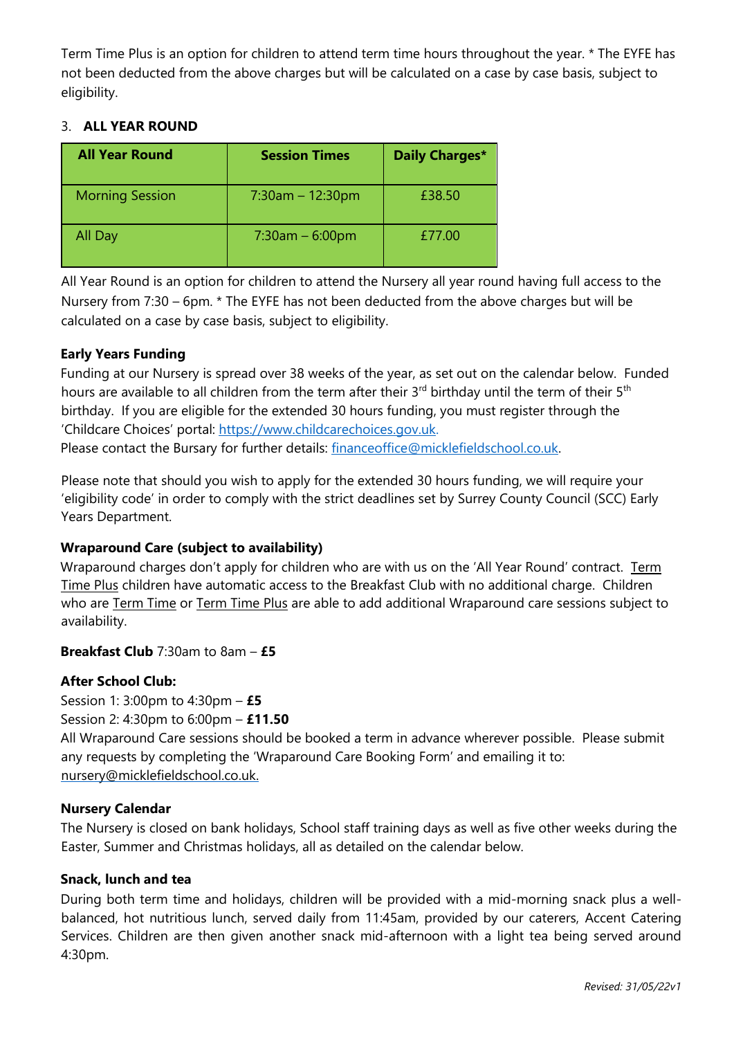Term Time Plus is an option for children to attend term time hours throughout the year. * The EYFE has not been deducted from the above charges but will be calculated on a case by case basis, subject to eligibility.

3. **ALL YEAR ROUND**

| All Year Round | Session Times | Daily Charges* |
|---|---|---|
| Morning Session | 7:30am – 12:30pm | £38.50 |
| All Day | 7:30am – 6:00pm | £77.00 |

All Year Round is an option for children to attend the Nursery all year round having full access to the Nursery from 7:30 – 6pm. * The EYFE has not been deducted from the above charges but will be calculated on a case by case basis, subject to eligibility.

**Early Years Funding**

Funding at our Nursery is spread over 38 weeks of the year, as set out on the calendar below. Funded hours are available to all children from the term after their 3rd birthday until the term of their 5th birthday. If you are eligible for the extended 30 hours funding, you must register through the 'Childcare Choices' portal: https://www.childcarechoices.gov.uk.

Please contact the Bursary for further details: financeoffice@micklefieldschool.co.uk.

Please note that should you wish to apply for the extended 30 hours funding, we will require your 'eligibility code' in order to comply with the strict deadlines set by Surrey County Council (SCC) Early Years Department.

**Wraparound Care (subject to availability)**

Wraparound charges don't apply for children who are with us on the 'All Year Round' contract. Term Time Plus children have automatic access to the Breakfast Club with no additional charge. Children who are Term Time or Term Time Plus are able to add additional Wraparound care sessions subject to availability.

**Breakfast Club** 7:30am to 8am – **£5**

**After School Club:**

Session 1: 3:00pm to 4:30pm – **£5**

Session 2: 4:30pm to 6:00pm – **£11.50**

All Wraparound Care sessions should be booked a term in advance wherever possible. Please submit any requests by completing the 'Wraparound Care Booking Form' and emailing it to: nursery@micklefieldschool.co.uk.

**Nursery Calendar**

The Nursery is closed on bank holidays, School staff training days as well as five other weeks during the Easter, Summer and Christmas holidays, all as detailed on the calendar below.

**Snack, lunch and tea**

During both term time and holidays, children will be provided with a mid-morning snack plus a well-balanced, hot nutritious lunch, served daily from 11:45am, provided by our caterers, Accent Catering Services. Children are then given another snack mid-afternoon with a light tea being served around 4:30pm.

*Revised: 31/05/22v1*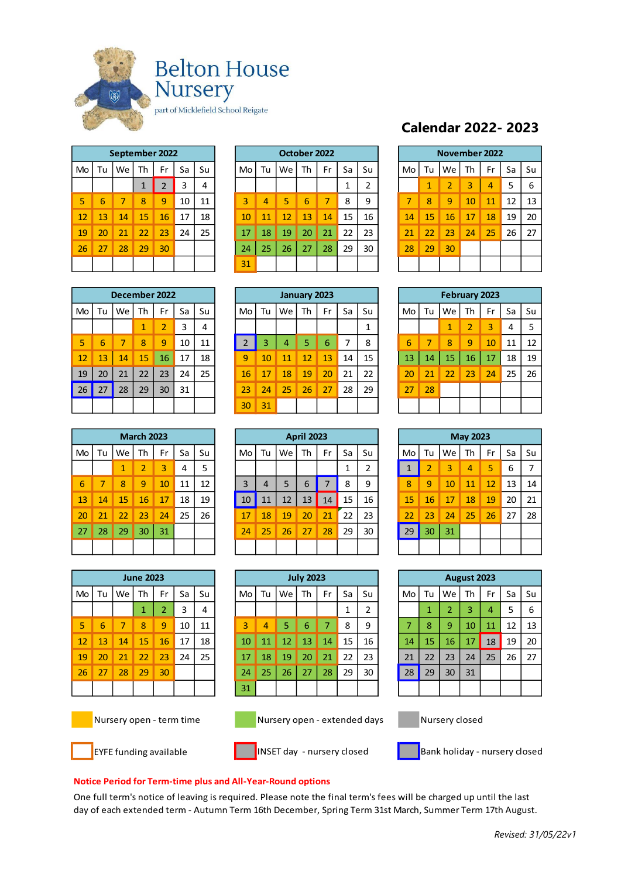# Belton House Nursery

part of Micklefield School Reigate

## Calendar 2022- 2023

**September 2022**

| Mo | Tu | We | Th | Fr | Sa | Su |
|---|---|---|---|---|---|---|
| | | | 1 | 2 | 3 | 4 |
| 5 | 6 | 7 | 8 | 9 | 10 | 11 |
| 12 | 13 | 14 | 15 | 16 | 17 | 18 |
| 19 | 20 | 21 | 22 | 23 | 24 | 25 |
| 26 | 27 | 28 | 29 | 30 | | |

**October 2022**

| Mo | Tu | We | Th | Fr | Sa | Su |
|---|---|---|---|---|---|---|
| | | | | | 1 | 2 |
| 3 | 4 | 5 | 6 | 7 | 8 | 9 |
| 10 | 11 | 12 | 13 | 14 | 15 | 16 |
| 17 | 18 | 19 | 20 | 21 | 22 | 23 |
| 24 | 25 | 26 | 27 | 28 | 29 | 30 |
| 31 | | | | | | |

**November 2022**

| Mo | Tu | We | Th | Fr | Sa | Su |
|---|---|---|---|---|---|---|
| | 1 | 2 | 3 | 4 | 5 | 6 |
| 7 | 8 | 9 | 10 | 11 | 12 | 13 |
| 14 | 15 | 16 | 17 | 18 | 19 | 20 |
| 21 | 22 | 23 | 24 | 25 | 26 | 27 |
| 28 | 29 | 30 | | | | |

**December 2022**

| Mo | Tu | We | Th | Fr | Sa | Su |
|---|---|---|---|---|---|---|
| | | | 1 | 2 | 3 | 4 |
| 5 | 6 | 7 | 8 | 9 | 10 | 11 |
| 12 | 13 | 14 | 15 | 16 | 17 | 18 |
| 19 | 20 | 21 | 22 | 23 | 24 | 25 |
| 26 | 27 | 28 | 29 | 30 | 31 | |

**January 2023**

| Mo | Tu | We | Th | Fr | Sa | Su |
|---|---|---|---|---|---|---|
| | | | | | | 1 |
| 2 | 3 | 4 | 5 | 6 | 7 | 8 |
| 9 | 10 | 11 | 12 | 13 | 14 | 15 |
| 16 | 17 | 18 | 19 | 20 | 21 | 22 |
| 23 | 24 | 25 | 26 | 27 | 28 | 29 |
| 30 | 31 | | | | | |

**February 2023**

| Mo | Tu | We | Th | Fr | Sa | Su |
|---|---|---|---|---|---|---|
| | | 1 | 2 | 3 | 4 | 5 |
| 6 | 7 | 8 | 9 | 10 | 11 | 12 |
| 13 | 14 | 15 | 16 | 17 | 18 | 19 |
| 20 | 21 | 22 | 23 | 24 | 25 | 26 |
| 27 | 28 | | | | | |

**March 2023**

| Mo | Tu | We | Th | Fr | Sa | Su |
|---|---|---|---|---|---|---|
| | | 1 | 2 | 3 | 4 | 5 |
| 6 | 7 | 8 | 9 | 10 | 11 | 12 |
| 13 | 14 | 15 | 16 | 17 | 18 | 19 |
| 20 | 21 | 22 | 23 | 24 | 25 | 26 |
| 27 | 28 | 29 | 30 | 31 | | |

**April 2023**

| Mo | Tu | We | Th | Fr | Sa | Su |
|---|---|---|---|---|---|---|
| | | | | | 1 | 2 |
| 3 | 4 | 5 | 6 | 7 | 8 | 9 |
| 10 | 11 | 12 | 13 | 14 | 15 | 16 |
| 17 | 18 | 19 | 20 | 21 | 22 | 23 |
| 24 | 25 | 26 | 27 | 28 | 29 | 30 |

**May 2023**

| Mo | Tu | We | Th | Fr | Sa | Su |
|---|---|---|---|---|---|---|
| 1 | 2 | 3 | 4 | 5 | 6 | 7 |
| 8 | 9 | 10 | 11 | 12 | 13 | 14 |
| 15 | 16 | 17 | 18 | 19 | 20 | 21 |
| 22 | 23 | 24 | 25 | 26 | 27 | 28 |
| 29 | 30 | 31 | | | | |

**June 2023**

| Mo | Tu | We | Th | Fr | Sa | Su |
|---|---|---|---|---|---|---|
| | | | 1 | 2 | 3 | 4 |
| 5 | 6 | 7 | 8 | 9 | 10 | 11 |
| 12 | 13 | 14 | 15 | 16 | 17 | 18 |
| 19 | 20 | 21 | 22 | 23 | 24 | 25 |
| 26 | 27 | 28 | 29 | 30 | | |

**July 2023**

| Mo | Tu | We | Th | Fr | Sa | Su |
|---|---|---|---|---|---|---|
| | | | | | 1 | 2 |
| 3 | 4 | 5 | 6 | 7 | 8 | 9 |
| 10 | 11 | 12 | 13 | 14 | 15 | 16 |
| 17 | 18 | 19 | 20 | 21 | 22 | 23 |
| 24 | 25 | 26 | 27 | 28 | 29 | 30 |
| 31 | | | | | | |

**August 2023**

| Mo | Tu | We | Th | Fr | Sa | Su |
|---|---|---|---|---|---|---|
| | 1 | 2 | 3 | 4 | 5 | 6 |
| 7 | 8 | 9 | 10 | 11 | 12 | 13 |
| 14 | 15 | 16 | 17 | 18 | 19 | 20 |
| 21 | 22 | 23 | 24 | 25 | 26 | 27 |
| 28 | 29 | 30 | 31 | | | |

Nursery open - term time

Nursery open - extended days

Nursery closed

EYFE funding available

INSET day - nursery closed

Bank holiday - nursery closed

**Notice Period for Term-time plus and All-Year-Round options**

One full term's notice of leaving is required. Please note the final term's fees will be charged up until the last day of each extended term - Autumn Term 16th December, Spring Term 31st March, Summer Term 17th August.

*Revised: 31/05/22v1*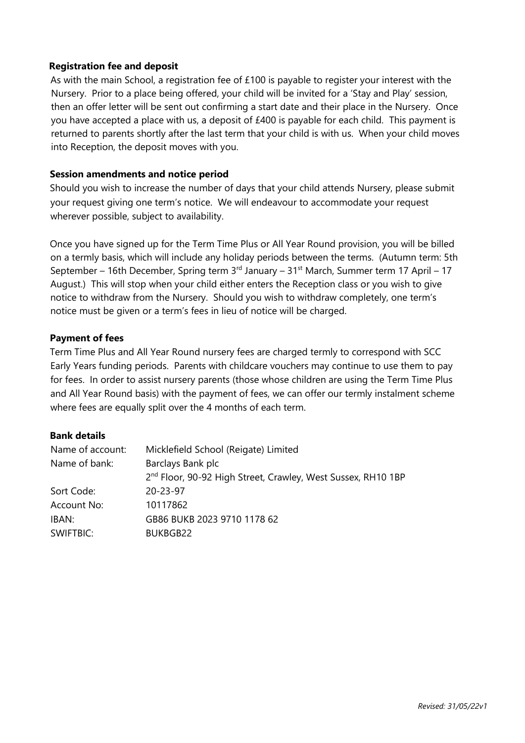**Registration fee and deposit**

As with the main School, a registration fee of £100 is payable to register your interest with the Nursery. Prior to a place being offered, your child will be invited for a 'Stay and Play' session, then an offer letter will be sent out confirming a start date and their place in the Nursery. Once you have accepted a place with us, a deposit of £400 is payable for each child. This payment is returned to parents shortly after the last term that your child is with us. When your child moves into Reception, the deposit moves with you.

**Session amendments and notice period**

Should you wish to increase the number of days that your child attends Nursery, please submit your request giving one term's notice. We will endeavour to accommodate your request wherever possible, subject to availability.

Once you have signed up for the Term Time Plus or All Year Round provision, you will be billed on a termly basis, which will include any holiday periods between the terms. (Autumn term: 5th September – 16th December, Spring term 3rd January – 31st March, Summer term 17 April – 17 August.) This will stop when your child either enters the Reception class or you wish to give notice to withdraw from the Nursery. Should you wish to withdraw completely, one term's notice must be given or a term's fees in lieu of notice will be charged.

**Payment of fees**

Term Time Plus and All Year Round nursery fees are charged termly to correspond with SCC Early Years funding periods. Parents with childcare vouchers may continue to use them to pay for fees. In order to assist nursery parents (those whose children are using the Term Time Plus and All Year Round basis) with the payment of fees, we can offer our termly instalment scheme where fees are equally split over the 4 months of each term.

**Bank details**

| | |
|---|---|
| Name of account: | Micklefield School (Reigate) Limited |
| Name of bank: | Barclays Bank plc |
| | 2nd Floor, 90-92 High Street, Crawley, West Sussex, RH10 1BP |
| Sort Code: | 20-23-97 |
| Account No: | 10117862 |
| IBAN: | GB86 BUKB 2023 9710 1178 62 |
| SWIFTBIC: | BUKBGB22 |

*Revised: 31/05/22v1*